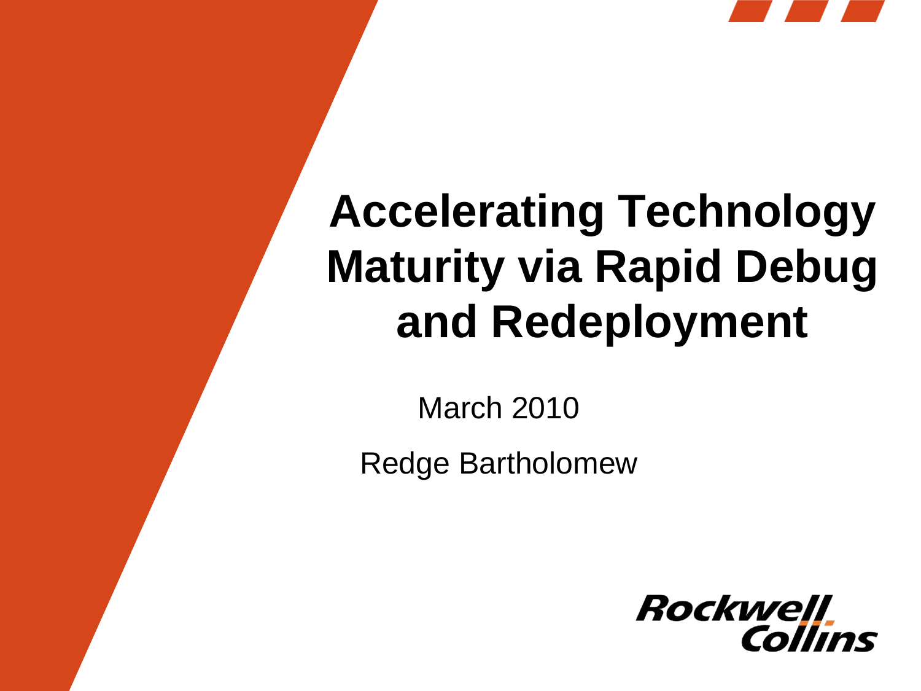# Accelerating Technology Maturity via Rapid Debug and Redeployment

March 2010

Redge Bartholomew

Rockwell Collins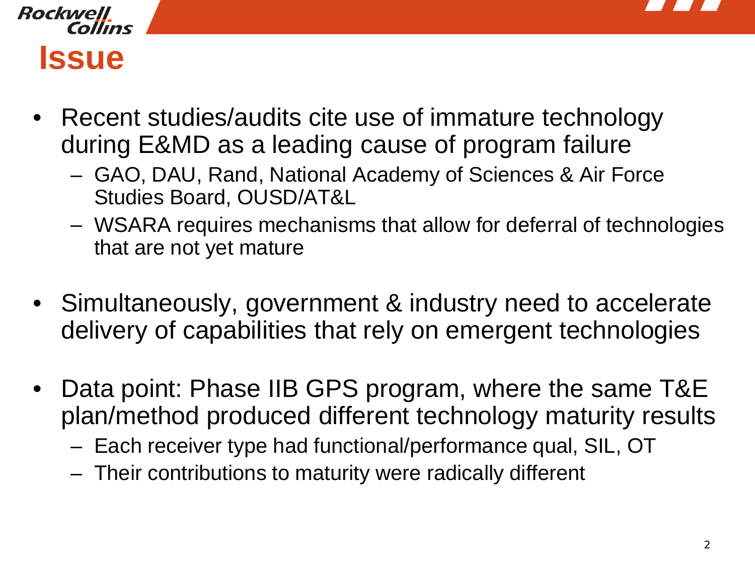# Issue

- Recent studies/audits cite use of immature technology during E&MD as a leading cause of program failure
  - GAO, DAU, Rand, National Academy of Sciences & Air Force Studies Board, OUSD/AT&L
  - WSARA requires mechanisms that allow for deferral of technologies that are not yet mature
- Simultaneously, government & industry need to accelerate delivery of capabilities that rely on emergent technologies
- Data point: Phase IIB GPS program, where the same T&E plan/method produced different technology maturity results
  - Each receiver type had functional/performance qual, SIL, OT
  - Their contributions to maturity were radically different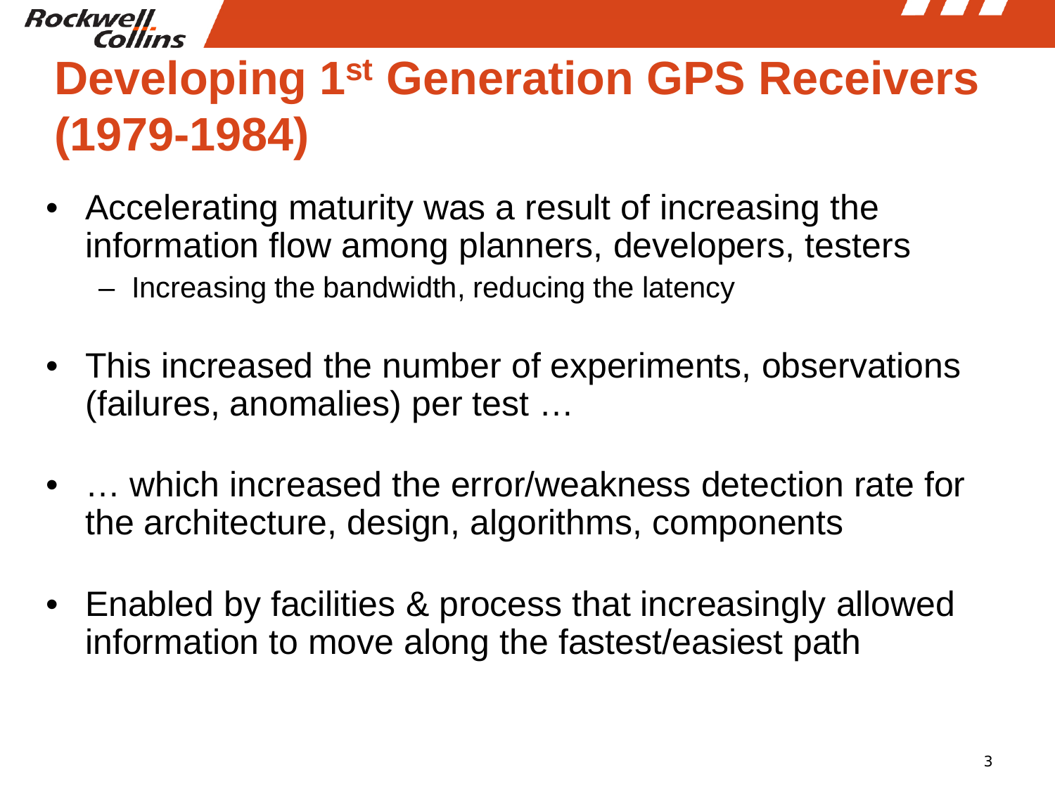# Developing 1st Generation GPS Receivers (1979-1984)

- Accelerating maturity was a result of increasing the information flow among planners, developers, testers
  - Increasing the bandwidth, reducing the latency
- This increased the number of experiments, observations (failures, anomalies) per test …
- … which increased the error/weakness detection rate for the architecture, design, algorithms, components
- Enabled by facilities & process that increasingly allowed information to move along the fastest/easiest path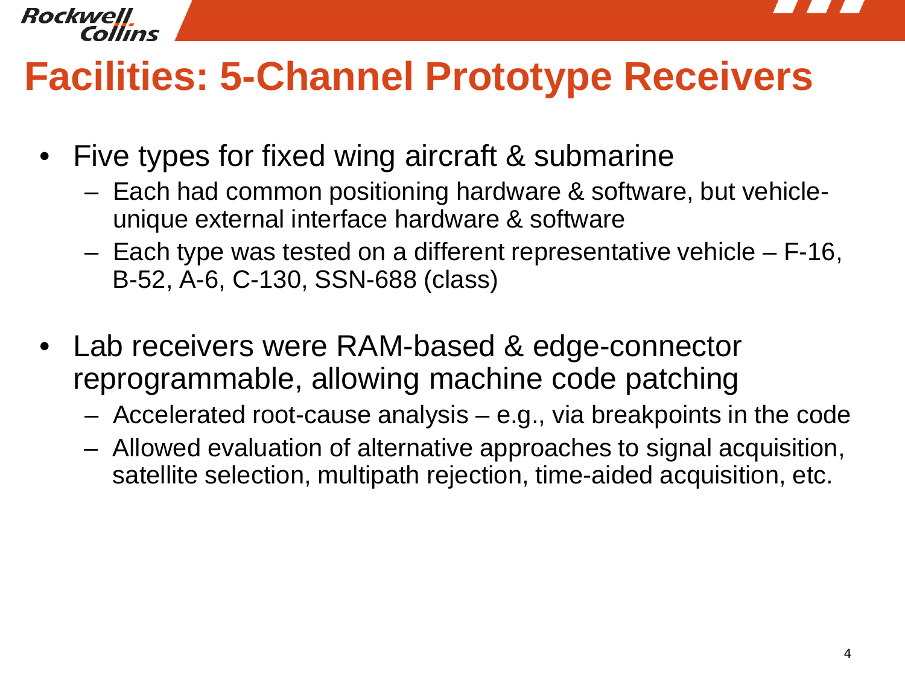# Facilities: 5-Channel Prototype Receivers

- Five types for fixed wing aircraft & submarine
  - Each had common positioning hardware & software, but vehicle-unique external interface hardware & software
  - Each type was tested on a different representative vehicle – F-16, B-52, A-6, C-130, SSN-688 (class)

- Lab receivers were RAM-based & edge-connector reprogrammable, allowing machine code patching
  - Accelerated root-cause analysis – e.g., via breakpoints in the code
  - Allowed evaluation of alternative approaches to signal acquisition, satellite selection, multipath rejection, time-aided acquisition, etc.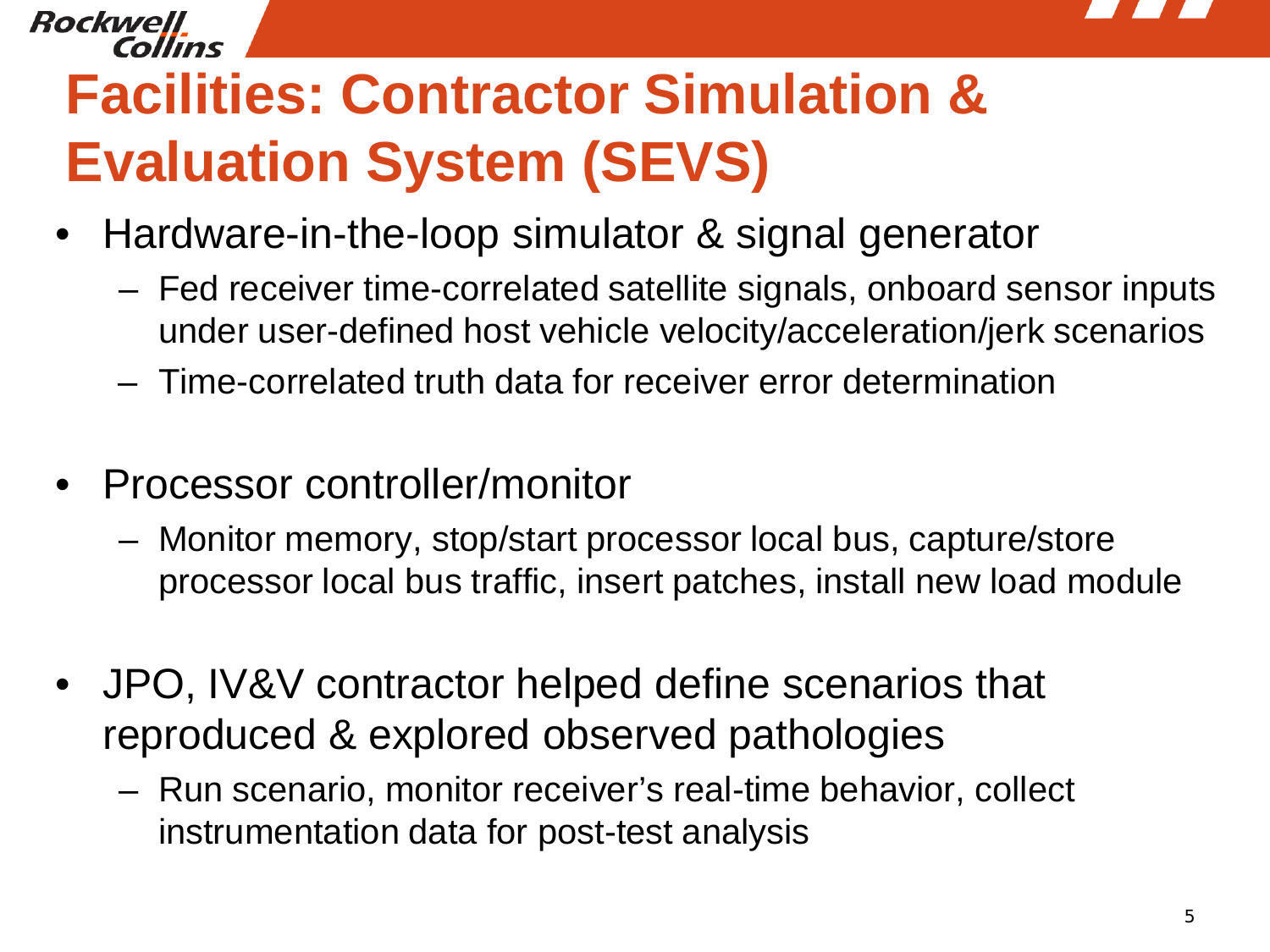# Facilities: Contractor Simulation & Evaluation System (SEVS)

- Hardware-in-the-loop simulator & signal generator
  - Fed receiver time-correlated satellite signals, onboard sensor inputs under user-defined host vehicle velocity/acceleration/jerk scenarios
  - Time-correlated truth data for receiver error determination
- Processor controller/monitor
  - Monitor memory, stop/start processor local bus, capture/store processor local bus traffic, insert patches, install new load module
- JPO, IV&V contractor helped define scenarios that reproduced & explored observed pathologies
  - Run scenario, monitor receiver's real-time behavior, collect instrumentation data for post-test analysis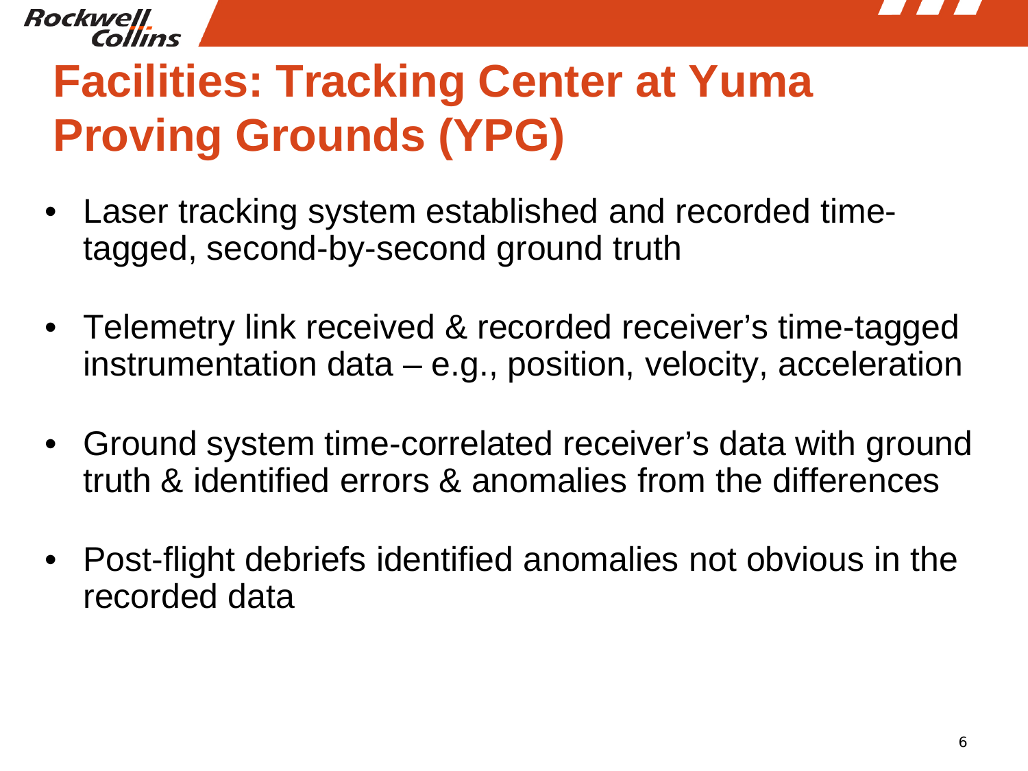# Facilities: Tracking Center at Yuma Proving Grounds (YPG)

- Laser tracking system established and recorded time-tagged, second-by-second ground truth
- Telemetry link received & recorded receiver's time-tagged instrumentation data – e.g., position, velocity, acceleration
- Ground system time-correlated receiver's data with ground truth & identified errors & anomalies from the differences
- Post-flight debriefs identified anomalies not obvious in the recorded data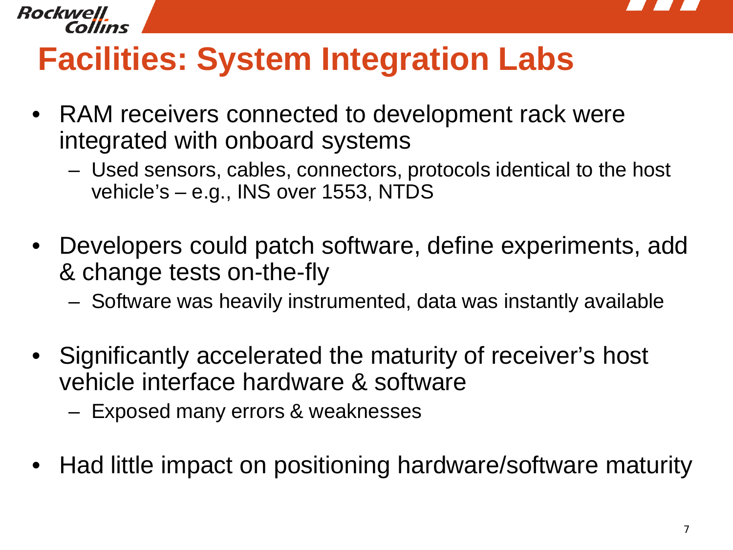# Facilities: System Integration Labs

- RAM receivers connected to development rack were integrated with onboard systems
  - Used sensors, cables, connectors, protocols identical to the host vehicle's – e.g., INS over 1553, NTDS
- Developers could patch software, define experiments, add & change tests on-the-fly
  - Software was heavily instrumented, data was instantly available
- Significantly accelerated the maturity of receiver's host vehicle interface hardware & software
  - Exposed many errors & weaknesses
- Had little impact on positioning hardware/software maturity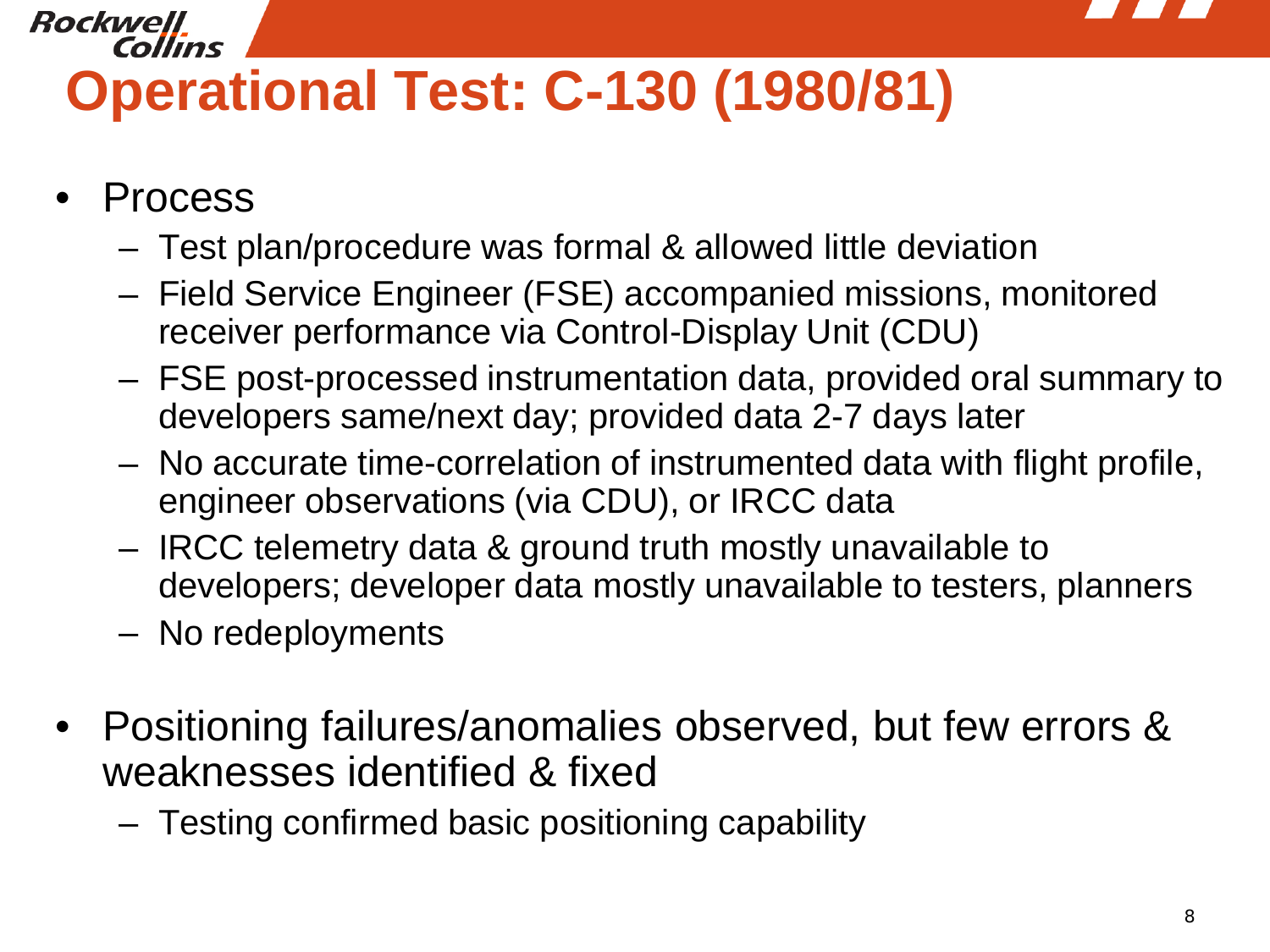# Operational Test: C-130 (1980/81)

- Process
  - Test plan/procedure was formal & allowed little deviation
  - Field Service Engineer (FSE) accompanied missions, monitored receiver performance via Control-Display Unit (CDU)
  - FSE post-processed instrumentation data, provided oral summary to developers same/next day; provided data 2-7 days later
  - No accurate time-correlation of instrumented data with flight profile, engineer observations (via CDU), or IRCC data
  - IRCC telemetry data & ground truth mostly unavailable to developers; developer data mostly unavailable to testers, planners
  - No redeployments
- Positioning failures/anomalies observed, but few errors & weaknesses identified & fixed
  - Testing confirmed basic positioning capability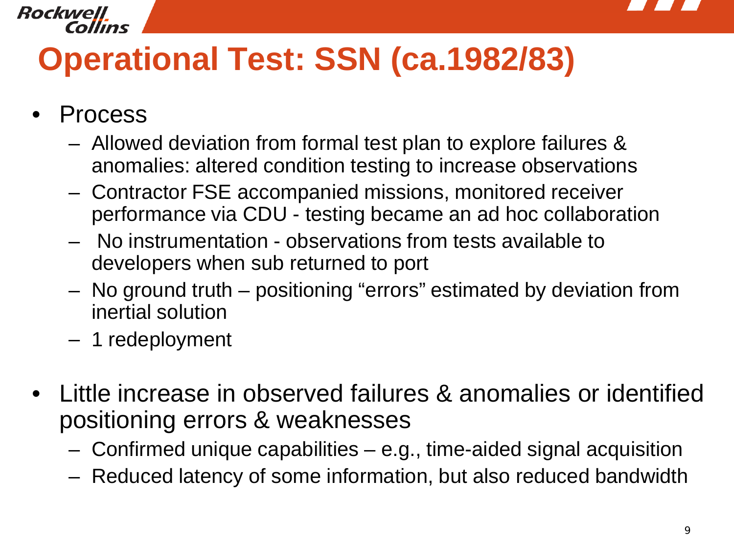# Operational Test: SSN (ca.1982/83)

- Process
  - Allowed deviation from formal test plan to explore failures & anomalies: altered condition testing to increase observations
  - Contractor FSE accompanied missions, monitored receiver performance via CDU - testing became an ad hoc collaboration
  - No instrumentation - observations from tests available to developers when sub returned to port
  - No ground truth – positioning "errors" estimated by deviation from inertial solution
  - 1 redeployment
- Little increase in observed failures & anomalies or identified positioning errors & weaknesses
  - Confirmed unique capabilities – e.g., time-aided signal acquisition
  - Reduced latency of some information, but also reduced bandwidth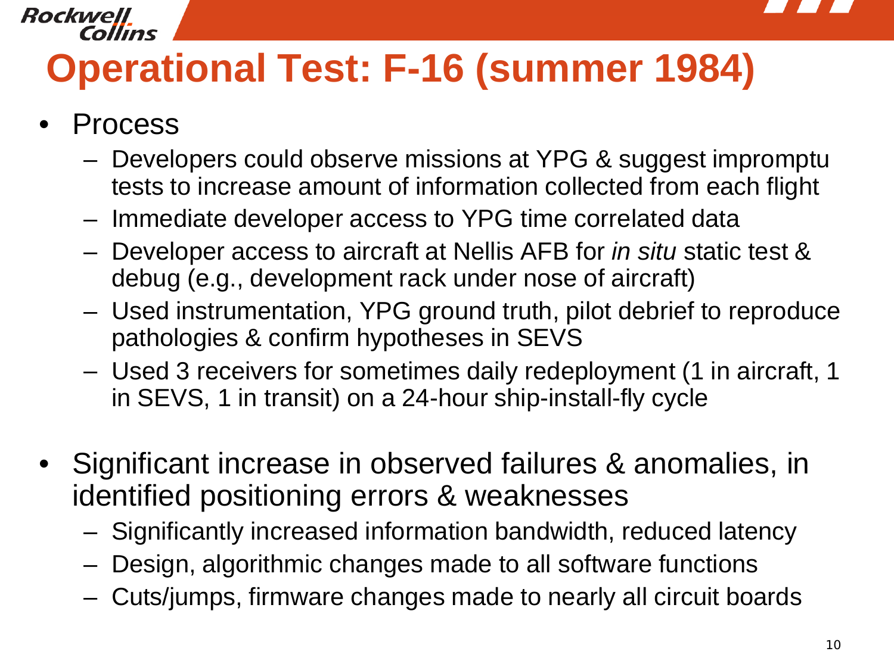# Operational Test: F-16 (summer 1984)

- Process
  - Developers could observe missions at YPG & suggest impromptu tests to increase amount of information collected from each flight
  - Immediate developer access to YPG time correlated data
  - Developer access to aircraft at Nellis AFB for *in situ* static test & debug (e.g., development rack under nose of aircraft)
  - Used instrumentation, YPG ground truth, pilot debrief to reproduce pathologies & confirm hypotheses in SEVS
  - Used 3 receivers for sometimes daily redeployment (1 in aircraft, 1 in SEVS, 1 in transit) on a 24-hour ship-install-fly cycle

- Significant increase in observed failures & anomalies, in identified positioning errors & weaknesses
  - Significantly increased information bandwidth, reduced latency
  - Design, algorithmic changes made to all software functions
  - Cuts/jumps, firmware changes made to nearly all circuit boards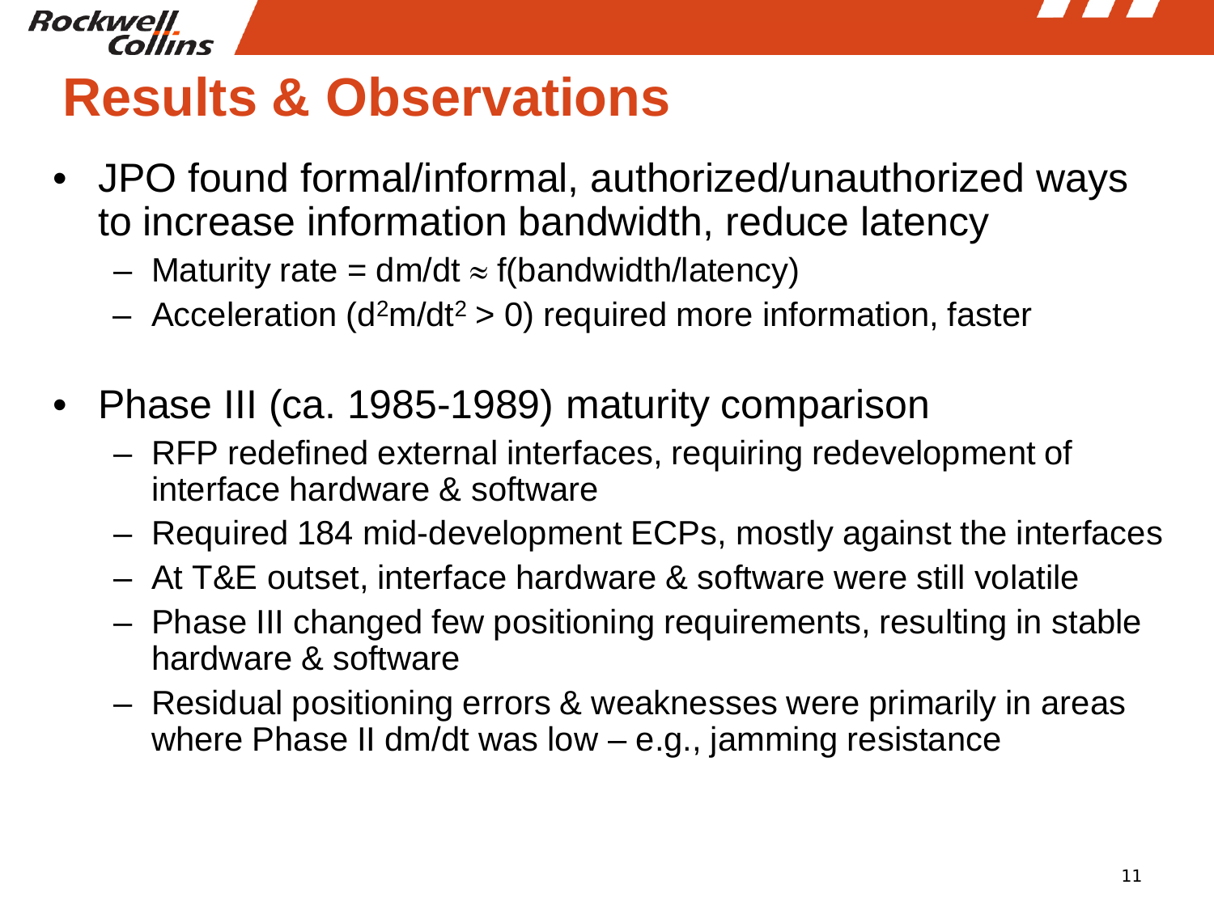# Results & Observations

- JPO found formal/informal, authorized/unauthorized ways to increase information bandwidth, reduce latency
  - Maturity rate = $dm/dt \approx f(\text{bandwidth}/\text{latency})$
  - Acceleration ($d^2m/dt^2 > 0$) required more information, faster
- Phase III (ca. 1985-1989) maturity comparison
  - RFP redefined external interfaces, requiring redevelopment of interface hardware & software
  - Required 184 mid-development ECPs, mostly against the interfaces
  - At T&E outset, interface hardware & software were still volatile
  - Phase III changed few positioning requirements, resulting in stable hardware & software
  - Residual positioning errors & weaknesses were primarily in areas where Phase II $dm/dt$ was low – e.g., jamming resistance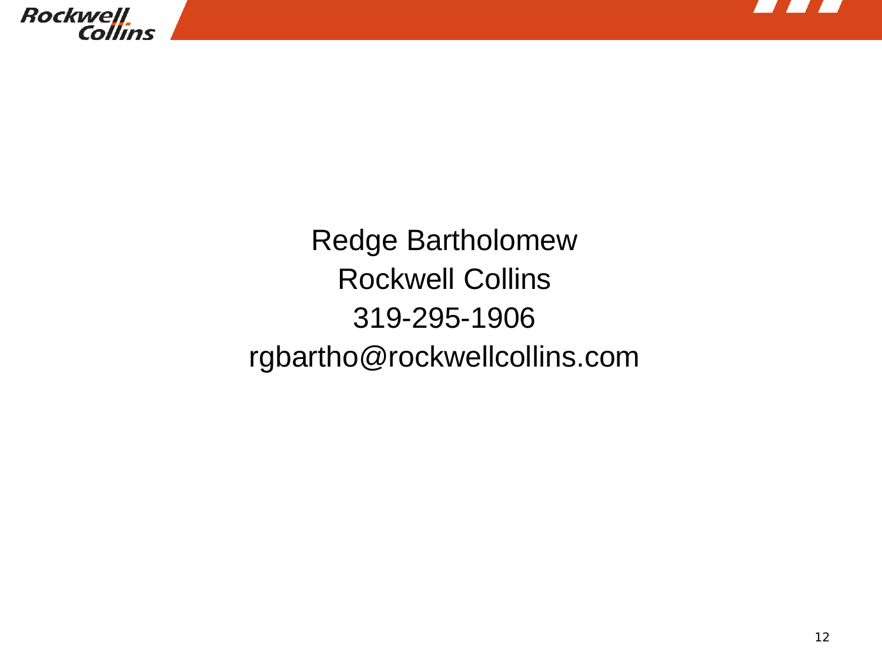Redge Bartholomew

Rockwell Collins

319-295-1906

rgbartho@rockwellcollins.com